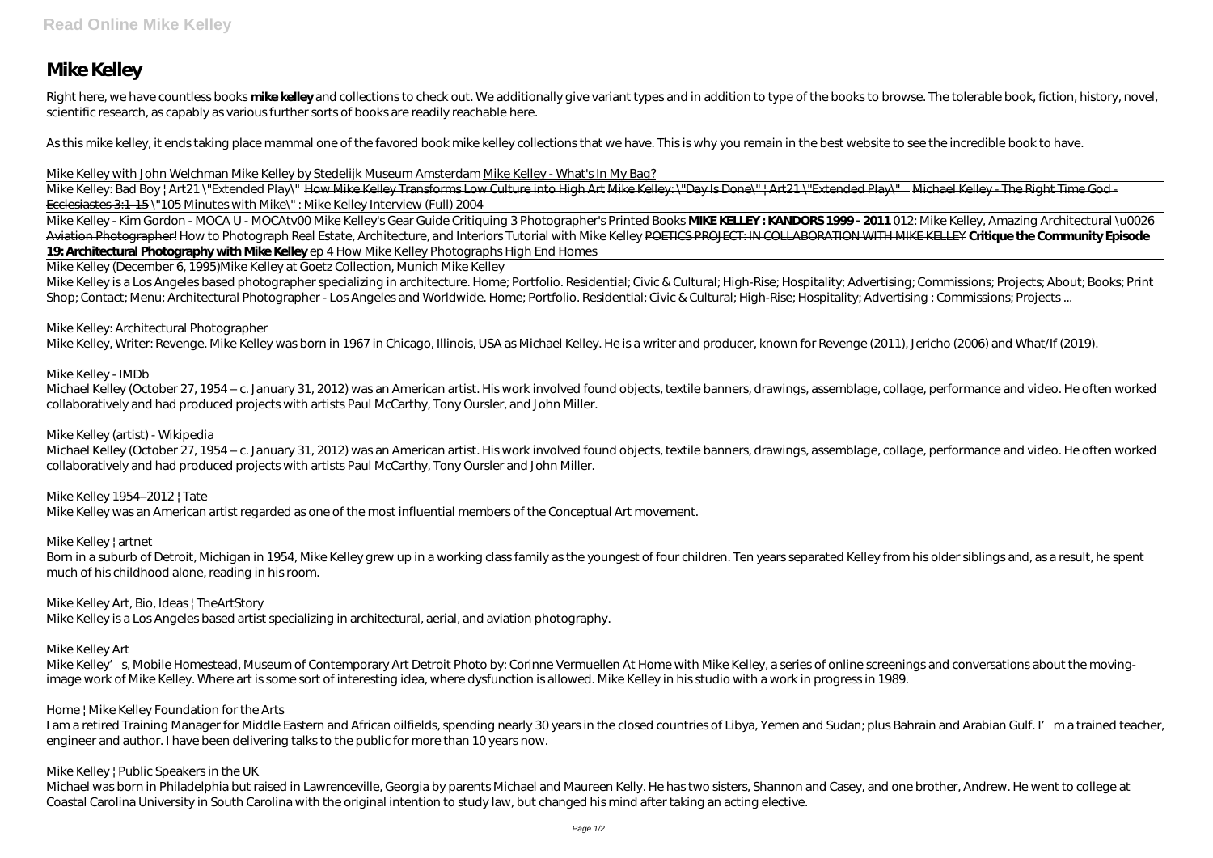# Mike Kelley

Right here, we have countless books **mike kelley** and collections to check out. We additionally give variant types and in addition to type of the books to browse. The tolerable book, fiction, history, novel, scientific research, as capably as various further sorts of books are readily reachable here.

As this mike kelley, it ends taking place mammal one of the favored book mike kelley collections that we have. This is why you remain in the best website to see the incredible book to have.

*Mike Kelley with John Welchman Mike Kelley by Stedelijk Museum Amsterdam* Mike Kelley - What's In My Bag?

Mike Kelley: Bad Boy | Art21 \"Extended Play\" ~~How Mike Kelley Transforms Low Culture into High Art~~ ~~Mike Kelley: \"Day Is Done\" | Art21 \"Extended Play\"~~ ~~Michael Kelley - The Right Time God - Ecclesiastes 3:1-15~~ *\"105 Minutes with Mike\" : Mike Kelley Interview (Full) 2004*

Mike Kelley - Kim Gordon - MOCA U - MOCAtv~~00 Mike Kelley's Gear Guide~~ *Critiquing 3 Photographer's Printed Books* **MIKE KELLEY : KANDORS 1999 - 2011** ~~012: Mike Kelley, Amazing Architectural \u0026 Aviation Photographer!~~ *How to Photograph Real Estate, Architecture, and Interiors Tutorial with Mike Kelley* ~~POETICS PROJECT: IN COLLABORATION WITH MIKE KELLEY~~ **Critique the Community Episode 19: Architectural Photography with Mike Kelley** *ep 4 How Mike Kelley Photographs High End Homes*

Mike Kelley (December 6, 1995)*Mike Kelley at Goetz Collection, Munich Mike Kelley*

Mike Kelley is a Los Angeles based photographer specializing in architecture. Home; Portfolio. Residential; Civic & Cultural; High-Rise; Hospitality; Advertising; Commissions; Projects; About; Books; Print Shop; Contact; Menu; Architectural Photographer - Los Angeles and Worldwide. Home; Portfolio. Residential; Civic & Cultural; High-Rise; Hospitality; Advertising ; Commissions; Projects ...

*Mike Kelley: Architectural Photographer*

Mike Kelley, Writer: Revenge. Mike Kelley was born in 1967 in Chicago, Illinois, USA as Michael Kelley. He is a writer and producer, known for Revenge (2011), Jericho (2006) and What/If (2019).

*Mike Kelley - IMDb*

Michael Kelley (October 27, 1954 – c. January 31, 2012) was an American artist. His work involved found objects, textile banners, drawings, assemblage, collage, performance and video. He often worked collaboratively and had produced projects with artists Paul McCarthy, Tony Oursler, and John Miller.

*Mike Kelley (artist) - Wikipedia*

Michael Kelley (October 27, 1954 – c. January 31, 2012) was an American artist. His work involved found objects, textile banners, drawings, assemblage, collage, performance and video. He often worked collaboratively and had produced projects with artists Paul McCarthy, Tony Oursler and John Miller.

*Mike Kelley 1954–2012 | Tate*

Mike Kelley was an American artist regarded as one of the most influential members of the Conceptual Art movement.

*Mike Kelley | artnet*

Born in a suburb of Detroit, Michigan in 1954, Mike Kelley grew up in a working class family as the youngest of four children. Ten years separated Kelley from his older siblings and, as a result, he spent much of his childhood alone, reading in his room.

*Mike Kelley Art, Bio, Ideas | TheArtStory*

Mike Kelley is a Los Angeles based artist specializing in architectural, aerial, and aviation photography.

*Mike Kelley Art*

Mike Kelley's, Mobile Homestead, Museum of Contemporary Art Detroit Photo by: Corinne Vermuellen At Home with Mike Kelley, a series of online screenings and conversations about the moving-image work of Mike Kelley. Where art is some sort of interesting idea, where dysfunction is allowed. Mike Kelley in his studio with a work in progress in 1989.

*Home | Mike Kelley Foundation for the Arts*

I am a retired Training Manager for Middle Eastern and African oilfields, spending nearly 30 years in the closed countries of Libya, Yemen and Sudan; plus Bahrain and Arabian Gulf. I'm a trained teacher, engineer and author. I have been delivering talks to the public for more than 10 years now.

*Mike Kelley | Public Speakers in the UK*

Michael was born in Philadelphia but raised in Lawrenceville, Georgia by parents Michael and Maureen Kelly. He has two sisters, Shannon and Casey, and one brother, Andrew. He went to college at Coastal Carolina University in South Carolina with the original intention to study law, but changed his mind after taking an acting elective.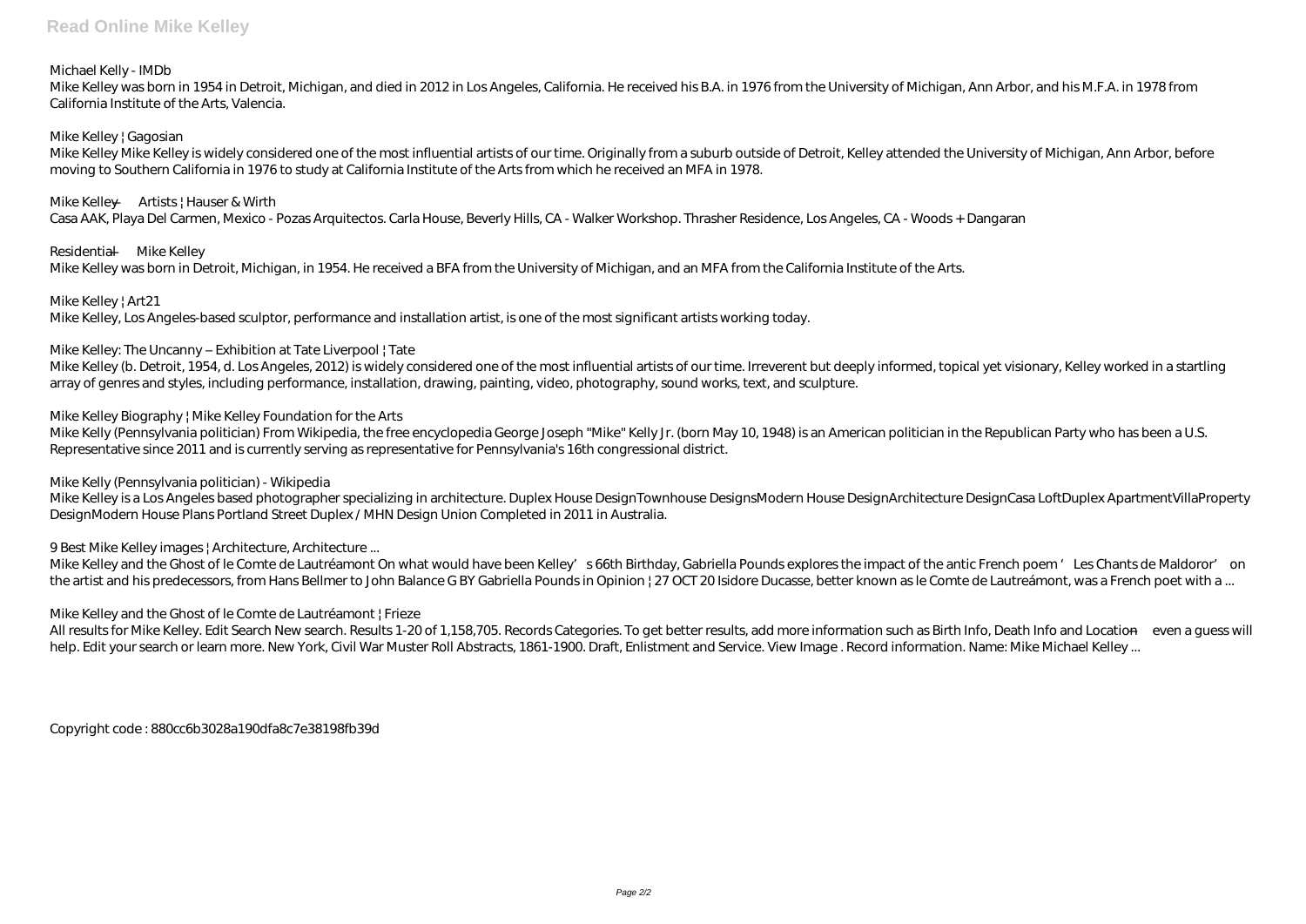Michael Kelly - IMDb

Mike Kelley was born in 1954 in Detroit, Michigan, and died in 2012 in Los Angeles, California. He received his B.A. in 1976 from the University of Michigan, Ann Arbor, and his M.F.A. in 1978 from California Institute of the Arts, Valencia.

Mike Kelley | Gagosian

Mike Kelley Mike Kelley is widely considered one of the most influential artists of our time. Originally from a suburb outside of Detroit, Kelley attended the University of Michigan, Ann Arbor, before moving to Southern California in 1976 to study at California Institute of the Arts from which he received an MFA in 1978.

Mike Kelley — Artists | Hauser & Wirth

Casa AAK, Playa Del Carmen, Mexico - Pozas Arquitectos. Carla House, Beverly Hills, CA - Walker Workshop. Thrasher Residence, Los Angeles, CA - Woods + Dangaran

Residential — Mike Kelley

Mike Kelley was born in Detroit, Michigan, in 1954. He received a BFA from the University of Michigan, and an MFA from the California Institute of the Arts.

Mike Kelley | Art21

Mike Kelley, Los Angeles-based sculptor, performance and installation artist, is one of the most significant artists working today.

Mike Kelley: The Uncanny – Exhibition at Tate Liverpool | Tate

Mike Kelley (b. Detroit, 1954, d. Los Angeles, 2012) is widely considered one of the most influential artists of our time. Irreverent but deeply informed, topical yet visionary, Kelley worked in a startling array of genres and styles, including performance, installation, drawing, painting, video, photography, sound works, text, and sculpture.

Mike Kelley Biography | Mike Kelley Foundation for the Arts

Mike Kelly (Pennsylvania politician) From Wikipedia, the free encyclopedia George Joseph "Mike" Kelly Jr. (born May 10, 1948) is an American politician in the Republican Party who has been a U.S. Representative since 2011 and is currently serving as representative for Pennsylvania's 16th congressional district.

Mike Kelly (Pennsylvania politician) - Wikipedia

Mike Kelley is a Los Angeles based photographer specializing in architecture. Duplex House DesignTownhouse DesignsModern House DesignArchitecture DesignCasa LoftDuplex ApartmentVillaProperty DesignModern House Plans Portland Street Duplex / MHN Design Union Completed in 2011 in Australia.

9 Best Mike Kelley images | Architecture, Architecture ...

Mike Kelley and the Ghost of le Comte de Lautréamont On what would have been Kelley's 66th Birthday, Gabriella Pounds explores the impact of the antic French poem 'Les Chants de Maldoror' on the artist and his predecessors, from Hans Bellmer to John Balance G BY Gabriella Pounds in Opinion | 27 OCT 20 Isidore Ducasse, better known as le Comte de Lautreámont, was a French poet with a ...

Mike Kelley and the Ghost of le Comte de Lautréamont | Frieze

All results for Mike Kelley. Edit Search New search. Results 1-20 of 1,158,705. Records Categories. To get better results, add more information such as Birth Info, Death Info and Location—even a guess will help. Edit your search or learn more. New York, Civil War Muster Roll Abstracts, 1861-1900. Draft, Enlistment and Service. View Image . Record information. Name: Mike Michael Kelley ...

Copyright code : 880cc6b3028a190dfa8c7e38198fb39d